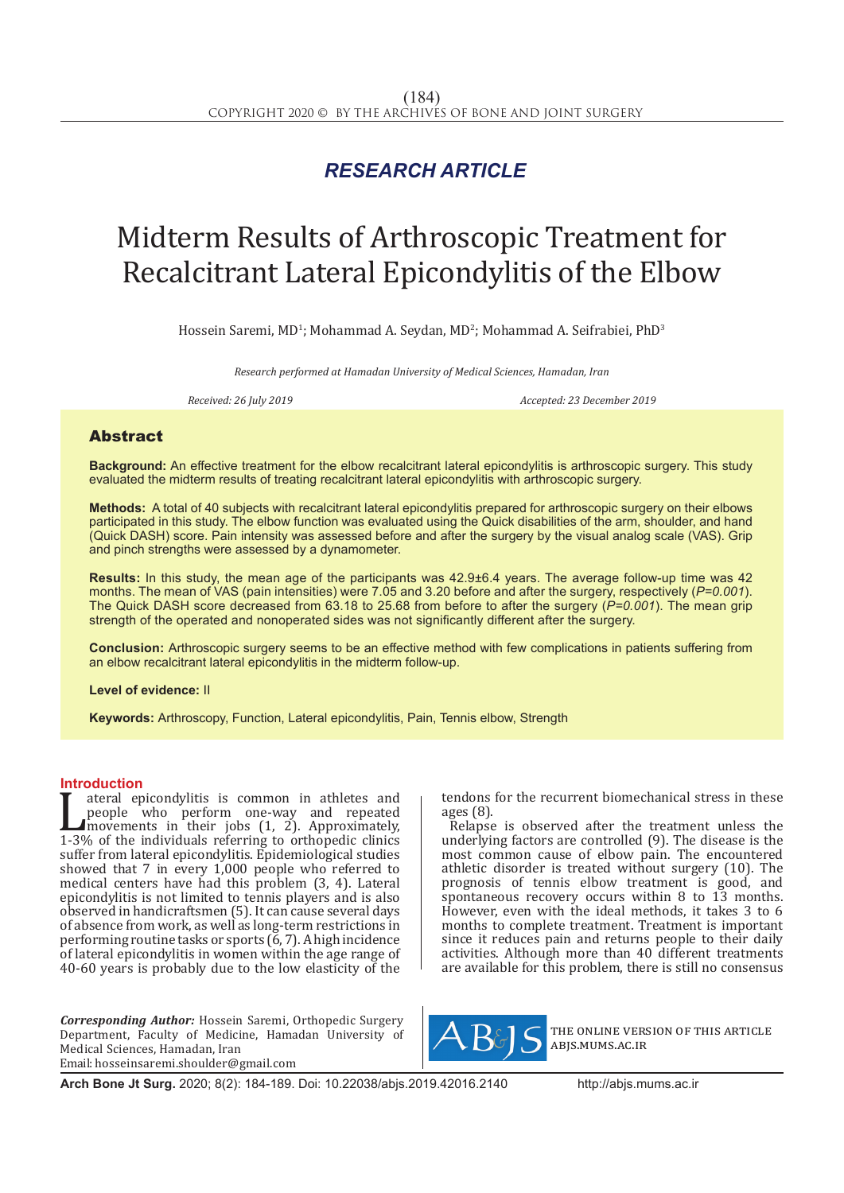*RESEARCH ARTICLE*

# Midterm Results of Arthroscopic Treatment for Recalcitrant Lateral Epicondylitis of the Elbow

Hossein Saremi, MD[1]; Mohammad A. Seydan, MD[2]; Mohammad A. Seifrabiei, PhD[3]

*Research performed at Hamadan University of Medical Sciences, Hamadan, Iran*

*Received: 26 July 2019* *Accepted: 23 December 2019*

## Abstract

**Background:** An effective treatment for the elbow recalcitrant lateral epicondylitis is arthroscopic surgery. This study evaluated the midterm results of treating recalcitrant lateral epicondylitis with arthroscopic surgery.

**Methods:** A total of 40 subjects with recalcitrant lateral epicondylitis prepared for arthroscopic surgery on their elbows participated in this study. The elbow function was evaluated using the Quick disabilities of the arm, shoulder, and hand (Quick DASH) score. Pain intensity was assessed before and after the surgery by the visual analog scale (VAS). Grip and pinch strengths were assessed by a dynamometer.

**Results:** In this study, the mean age of the participants was 42.9±6.4 years. The average follow-up time was 42 months. The mean of VAS (pain intensities) were 7.05 and 3.20 before and after the surgery, respectively (*P=0.001*). The Quick DASH score decreased from 63.18 to 25.68 from before to after the surgery (*P=0.001*). The mean grip strength of the operated and nonoperated sides was not significantly different after the surgery.

**Conclusion:** Arthroscopic surgery seems to be an effective method with few complications in patients suffering from an elbow recalcitrant lateral epicondylitis in the midterm follow-up.

**Level of evidence:** II

**Keywords:** Arthroscopy, Function, Lateral epicondylitis, Pain, Tennis elbow, Strength

## Introduction

Lateral epicondylitis is common in athletes and people who perform one-way and repeated movements in their jobs (1, 2). Approximately, 1-3% of the individuals referring to orthopedic clinics suffer from lateral epicondylitis. Epidemiological studies showed that 7 in every 1,000 people who referred to medical centers have had this problem (3, 4). Lateral epicondylitis is not limited to tennis players and is also observed in handicraftsmen (5). It can cause several days of absence from work, as well as long-term restrictions in performing routine tasks or sports (6, 7). A high incidence of lateral epicondylitis in women within the age range of 40-60 years is probably due to the low elasticity of the tendons for the recurrent biomechanical stress in these ages (8).

Relapse is observed after the treatment unless the underlying factors are controlled (9). The disease is the most common cause of elbow pain. The encountered athletic disorder is treated without surgery (10). The prognosis of tennis elbow treatment is good, and spontaneous recovery occurs within 8 to 13 months. However, even with the ideal methods, it takes 3 to 6 months to complete treatment. Treatment is important since it reduces pain and returns people to their daily activities. Although more than 40 different treatments are available for this problem, there is still no consensus

***Corresponding Author:*** Hossein Saremi, Orthopedic Surgery Department, Faculty of Medicine, Hamadan University of Medical Sciences, Hamadan, Iran
Email: hosseinsaremi.shoulder@gmail.com

THE ONLINE VERSION OF THIS ARTICLE ABJS.MUMS.AC.IR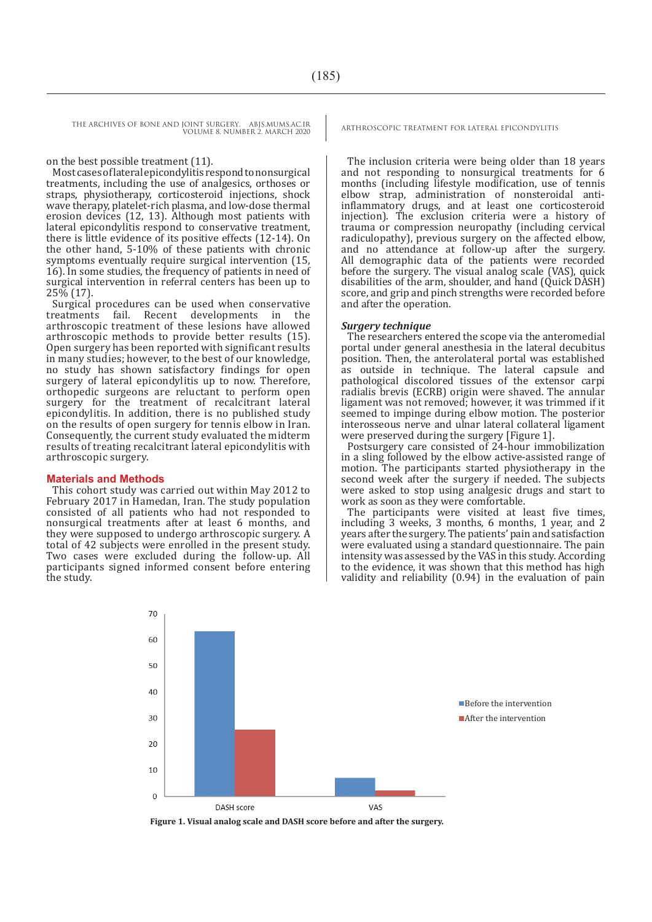on the best possible treatment (11).

Most cases of lateral epicondylitis respond to nonsurgical treatments, including the use of analgesics, orthoses or straps, physiotherapy, corticosteroid injections, shock wave therapy, platelet-rich plasma, and low-dose thermal erosion devices (12, 13). Although most patients with lateral epicondylitis respond to conservative treatment, there is little evidence of its positive effects (12-14). On the other hand, 5-10% of these patients with chronic symptoms eventually require surgical intervention (15, 16). In some studies, the frequency of patients in need of surgical intervention in referral centers has been up to 25% (17).

Surgical procedures can be used when conservative treatments fail. Recent developments in the arthroscopic treatment of these lesions have allowed arthroscopic methods to provide better results (15). Open surgery has been reported with significant results in many studies; however, to the best of our knowledge, no study has shown satisfactory findings for open surgery of lateral epicondylitis up to now. Therefore, orthopedic surgeons are reluctant to perform open surgery for the treatment of recalcitrant lateral epicondylitis. In addition, there is no published study on the results of open surgery for tennis elbow in Iran. Consequently, the current study evaluated the midterm results of treating recalcitrant lateral epicondylitis with arthroscopic surgery.

## Materials and Methods

This cohort study was carried out within May 2012 to February 2017 in Hamedan, Iran. The study population consisted of all patients who had not responded to nonsurgical treatments after at least 6 months, and they were supposed to undergo arthroscopic surgery. A total of 42 subjects were enrolled in the present study. Two cases were excluded during the follow-up. All participants signed informed consent before entering the study.

The inclusion criteria were being older than 18 years and not responding to nonsurgical treatments for 6 months (including lifestyle modification, use of tennis elbow strap, administration of nonsteroidal anti-inflammatory drugs, and at least one corticosteroid injection). The exclusion criteria were a history of trauma or compression neuropathy (including cervical radiculopathy), previous surgery on the affected elbow, and no attendance at follow-up after the surgery. All demographic data of the patients were recorded before the surgery. The visual analog scale (VAS), quick disabilities of the arm, shoulder, and hand (Quick DASH) score, and grip and pinch strengths were recorded before and after the operation.

### *Surgery technique*

The researchers entered the scope via the anteromedial portal under general anesthesia in the lateral decubitus position. Then, the anterolateral portal was established as outside in technique. The lateral capsule and pathological discolored tissues of the extensor carpi radialis brevis (ECRB) origin were shaved. The annular ligament was not removed; however, it was trimmed if it seemed to impinge during elbow motion. The posterior interosseous nerve and ulnar lateral collateral ligament were preserved during the surgery [Figure 1].

Postsurgery care consisted of 24-hour immobilization in a sling followed by the elbow active-assisted range of motion. The participants started physiotherapy in the second week after the surgery if needed. The subjects were asked to stop using analgesic drugs and start to work as soon as they were comfortable.

The participants were visited at least five times, including 3 weeks, 3 months, 6 months, 1 year, and 2 years after the surgery. The patients' pain and satisfaction were evaluated using a standard questionnaire. The pain intensity was assessed by the VAS in this study. According to the evidence, it was shown that this method has high validity and reliability (0.94) in the evaluation of pain

**Figure 1. Visual analog scale and DASH score before and after the surgery.**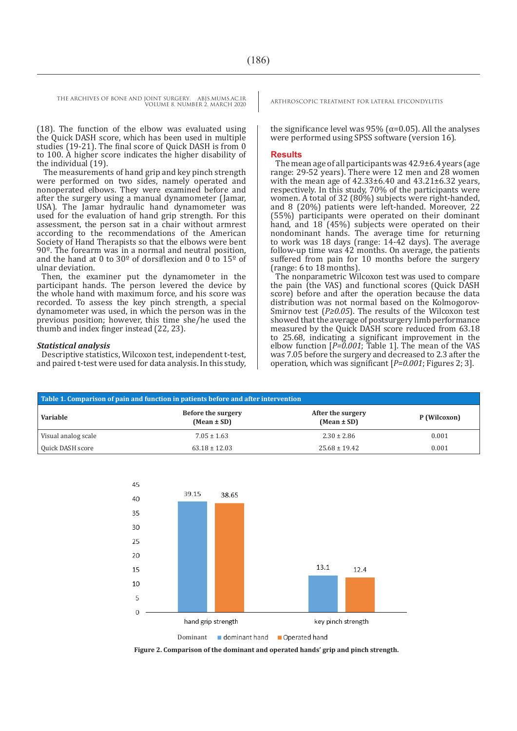(18). The function of the elbow was evaluated using the Quick DASH score, which has been used in multiple studies (19-21). The final score of Quick DASH is from 0 to 100. A higher score indicates the higher disability of the individual (19).

The measurements of hand grip and key pinch strength were performed on two sides, namely operated and nonoperated elbows. They were examined before and after the surgery using a manual dynamometer (Jamar, USA). The Jamar hydraulic hand dynamometer was used for the evaluation of hand grip strength. For this assessment, the person sat in a chair without armrest according to the recommendations of the American Society of Hand Therapists so that the elbows were bent 90º. The forearm was in a normal and neutral position, and the hand at 0 to 30º of dorsiflexion and 0 to 15º of ulnar deviation.

Then, the examiner put the dynamometer in the participant hands. The person levered the device by the whole hand with maximum force, and his score was recorded. To assess the key pinch strength, a special dynamometer was used, in which the person was in the previous position; however, this time she/he used the thumb and index finger instead (22, 23).

### *Statistical analysis*

Descriptive statistics, Wilcoxon test, independent t-test, and paired t-test were used for data analysis. In this study, the significance level was 95% ($\alpha$=0.05). All the analyses were performed using SPSS software (version 16).

## Results

The mean age of all participants was 42.9±6.4 years (age range: 29-52 years). There were 12 men and 28 women with the mean age of 42.33±6.40 and 43.21±6.32 years, respectively. In this study, 70% of the participants were women. A total of 32 (80%) subjects were right-handed, and 8 (20%) patients were left-handed. Moreover, 22 (55%) participants were operated on their dominant hand, and 18 (45%) subjects were operated on their nondominant hands. The average time for returning to work was 18 days (range: 14-42 days). The average follow-up time was 42 months. On average, the patients suffered from pain for 10 months before the surgery (range: 6 to 18 months).

The nonparametric Wilcoxon test was used to compare the pain (the VAS) and functional scores (Quick DASH score) before and after the operation because the data distribution was not normal based on the Kolmogorov-Smirnov test (*P≥0.05*). The results of the Wilcoxon test showed that the average of postsurgery limb performance measured by the Quick DASH score reduced from 63.18 to 25.68, indicating a significant improvement in the elbow function [*P=0.001*; Table 1]. The mean of the VAS was 7.05 before the surgery and decreased to 2.3 after the operation, which was significant [*P=0.001*; Figures 2; 3].

**Table 1. Comparison of pain and function in patients before and after intervention**

| Variable | Before the surgery (Mean ± SD) | After the surgery (Mean ± SD) | P (Wilcoxon) |
|---|---|---|---|
| Visual analog scale | 7.05 ± 1.63 | 2.30 ± 2.86 | 0.001 |
| Quick DASH score | 63.18 ± 12.03 | 25.68 ± 19.42 | 0.001 |

**Figure 2. Comparison of the dominant and operated hands' grip and pinch strength.**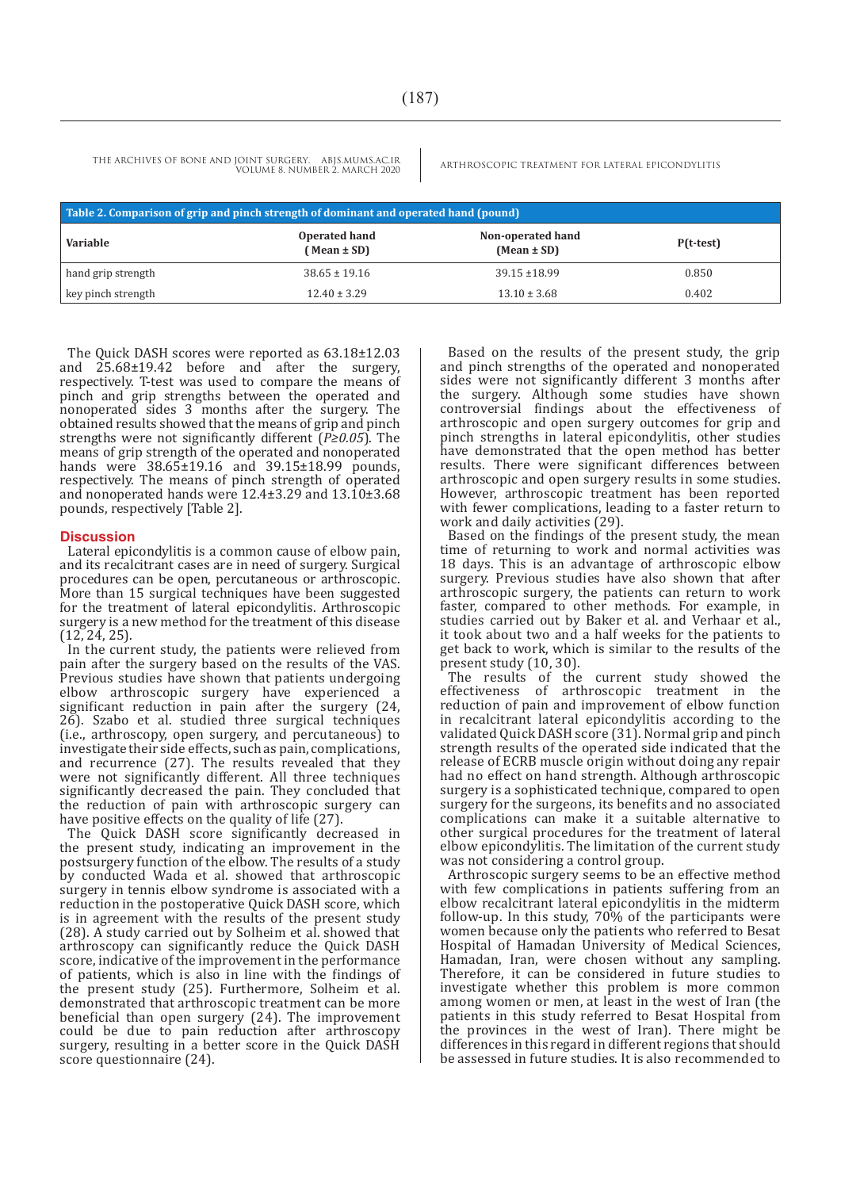Table 2. Comparison of grip and pinch strength of dominant and operated hand (pound)

| Variable | Operated hand ( Mean ± SD) | Non-operated hand (Mean ± SD) | P(t-test) |
|---|---|---|---|
| hand grip strength | 38.65 ± 19.16 | 39.15 ±18.99 | 0.850 |
| key pinch strength | 12.40 ± 3.29 | 13.10 ± 3.68 | 0.402 |

The Quick DASH scores were reported as 63.18±12.03 and 25.68±19.42 before and after the surgery, respectively. T-test was used to compare the means of pinch and grip strengths between the operated and nonoperated sides 3 months after the surgery. The obtained results showed that the means of grip and pinch strengths were not significantly different (*P≥0.05*). The means of grip strength of the operated and nonoperated hands were 38.65±19.16 and 39.15±18.99 pounds, respectively. The means of pinch strength of operated and nonoperated hands were 12.4±3.29 and 13.10±3.68 pounds, respectively [Table 2].

## Discussion

Lateral epicondylitis is a common cause of elbow pain, and its recalcitrant cases are in need of surgery. Surgical procedures can be open, percutaneous or arthroscopic. More than 15 surgical techniques have been suggested for the treatment of lateral epicondylitis. Arthroscopic surgery is a new method for the treatment of this disease (12, 24, 25).

In the current study, the patients were relieved from pain after the surgery based on the results of the VAS. Previous studies have shown that patients undergoing elbow arthroscopic surgery have experienced a significant reduction in pain after the surgery (24, 26). Szabo et al. studied three surgical techniques (i.e., arthroscopy, open surgery, and percutaneous) to investigate their side effects, such as pain, complications, and recurrence (27). The results revealed that they were not significantly different. All three techniques significantly decreased the pain. They concluded that the reduction of pain with arthroscopic surgery can have positive effects on the quality of life (27).

The Quick DASH score significantly decreased in the present study, indicating an improvement in the postsurgery function of the elbow. The results of a study by conducted Wada et al. showed that arthroscopic surgery in tennis elbow syndrome is associated with a reduction in the postoperative Quick DASH score, which is in agreement with the results of the present study (28). A study carried out by Solheim et al. showed that arthroscopy can significantly reduce the Quick DASH score, indicative of the improvement in the performance of patients, which is also in line with the findings of the present study (25). Furthermore, Solheim et al. demonstrated that arthroscopic treatment can be more beneficial than open surgery (24). The improvement could be due to pain reduction after arthroscopy surgery, resulting in a better score in the Quick DASH score questionnaire (24).

Based on the results of the present study, the grip and pinch strengths of the operated and nonoperated sides were not significantly different 3 months after the surgery. Although some studies have shown controversial findings about the effectiveness of arthroscopic and open surgery outcomes for grip and pinch strengths in lateral epicondylitis, other studies have demonstrated that the open method has better results. There were significant differences between arthroscopic and open surgery results in some studies. However, arthroscopic treatment has been reported with fewer complications, leading to a faster return to work and daily activities (29).

Based on the findings of the present study, the mean time of returning to work and normal activities was 18 days. This is an advantage of arthroscopic elbow surgery. Previous studies have also shown that after arthroscopic surgery, the patients can return to work faster, compared to other methods. For example, in studies carried out by Baker et al. and Verhaar et al., it took about two and a half weeks for the patients to get back to work, which is similar to the results of the present study (10, 30).

The results of the current study showed the effectiveness of arthroscopic treatment in the reduction of pain and improvement of elbow function in recalcitrant lateral epicondylitis according to the validated Quick DASH score (31). Normal grip and pinch strength results of the operated side indicated that the release of ECRB muscle origin without doing any repair had no effect on hand strength. Although arthroscopic surgery is a sophisticated technique, compared to open surgery for the surgeons, its benefits and no associated complications can make it a suitable alternative to other surgical procedures for the treatment of lateral elbow epicondylitis. The limitation of the current study was not considering a control group.

Arthroscopic surgery seems to be an effective method with few complications in patients suffering from an elbow recalcitrant lateral epicondylitis in the midterm follow-up. In this study, 70% of the participants were women because only the patients who referred to Besat Hospital of Hamadan University of Medical Sciences, Hamadan, Iran, were chosen without any sampling. Therefore, it can be considered in future studies to investigate whether this problem is more common among women or men, at least in the west of Iran (the patients in this study referred to Besat Hospital from the provinces in the west of Iran). There might be differences in this regard in different regions that should be assessed in future studies. It is also recommended to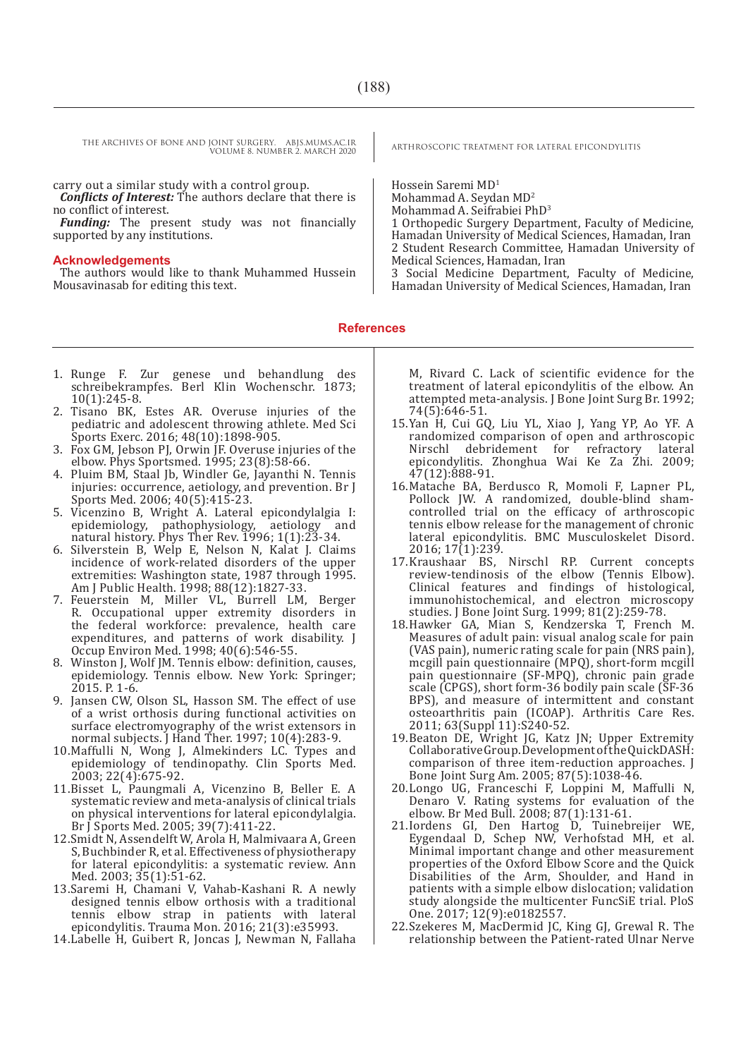carry out a similar study with a control group.

***Conflicts of Interest:*** The authors declare that there is no conflict of interest.

***Funding:*** The present study was not financially supported by any institutions.

## Acknowledgements

The authors would like to thank Muhammed Hussein Mousavinasab for editing this text.

Hossein Saremi MD[1]
Mohammad A. Seydan MD[2]
Mohammad A. Seifrabiei PhD[3]

1 Orthopedic Surgery Department, Faculty of Medicine, Hamadan University of Medical Sciences, Hamadan, Iran
2 Student Research Committee, Hamadan University of Medical Sciences, Hamadan, Iran
3 Social Medicine Department, Faculty of Medicine, Hamadan University of Medical Sciences, Hamadan, Iran

## References

1. Runge F. Zur genese und behandlung des schreibekrampfes. Berl Klin Wochenschr. 1873; 10(1):245-8.
2. Tisano BK, Estes AR. Overuse injuries of the pediatric and adolescent throwing athlete. Med Sci Sports Exerc. 2016; 48(10):1898-905.
3. Fox GM, Jebson PJ, Orwin JF. Overuse injuries of the elbow. Phys Sportsmed. 1995; 23(8):58-66.
4. Pluim BM, Staal Jb, Windler Ge, Jayanthi N. Tennis injuries: occurrence, aetiology, and prevention. Br J Sports Med. 2006; 40(5):415-23.
5. Vicenzino B, Wright A. Lateral epicondylalgia I: epidemiology, pathophysiology, aetiology and natural history. Phys Ther Rev. 1996; 1(1):23-34.
6. Silverstein B, Welp E, Nelson N, Kalat J. Claims incidence of work-related disorders of the upper extremities: Washington state, 1987 through 1995. Am J Public Health. 1998; 88(12):1827-33.
7. Feuerstein M, Miller VL, Burrell LM, Berger R. Occupational upper extremity disorders in the federal workforce: prevalence, health care expenditures, and patterns of work disability. J Occup Environ Med. 1998; 40(6):546-55.
8. Winston J, Wolf JM. Tennis elbow: definition, causes, epidemiology. Tennis elbow. New York: Springer; 2015. P. 1-6.
9. Jansen CW, Olson SL, Hasson SM. The effect of use of a wrist orthosis during functional activities on surface electromyography of the wrist extensors in normal subjects. J Hand Ther. 1997; 10(4):283-9.
10. Maffulli N, Wong J, Almekinders LC. Types and epidemiology of tendinopathy. Clin Sports Med. 2003; 22(4):675-92.
11. Bisset L, Paungmali A, Vicenzino B, Beller E. A systematic review and meta-analysis of clinical trials on physical interventions for lateral epicondylalgia. Br J Sports Med. 2005; 39(7):411-22.
12. Smidt N, Assendelft W, Arola H, Malmivaara A, Green S, Buchbinder R, et al. Effectiveness of physiotherapy for lateral epicondylitis: a systematic review. Ann Med. 2003; 35(1):51-62.
13. Saremi H, Chamani V, Vahab-Kashani R. A newly designed tennis elbow orthosis with a traditional tennis elbow strap in patients with lateral epicondylitis. Trauma Mon. 2016; 21(3):e35993.
14. Labelle H, Guibert R, Joncas J, Newman N, Fallaha M, Rivard C. Lack of scientific evidence for the treatment of lateral epicondylitis of the elbow. An attempted meta-analysis. J Bone Joint Surg Br. 1992; 74(5):646-51.
15. Yan H, Cui GQ, Liu YL, Xiao J, Yang YP, Ao YF. A randomized comparison of open and arthroscopic Nirschl debridement for refractory lateral epicondylitis. Zhonghua Wai Ke Za Zhi. 2009; 47(12):888-91.
16. Matache BA, Berdusco R, Momoli F, Lapner PL, Pollock JW. A randomized, double-blind sham-controlled trial on the efficacy of arthroscopic tennis elbow release for the management of chronic lateral epicondylitis. BMC Musculoskelet Disord. 2016; 17(1):239.
17. Kraushaar BS, Nirschl RP. Current concepts review-tendinosis of the elbow (Tennis Elbow). Clinical features and findings of histological, immunohistochemical, and electron microscopy studies. J Bone Joint Surg. 1999; 81(2):259-78.
18. Hawker GA, Mian S, Kendzerska T, French M. Measures of adult pain: visual analog scale for pain (VAS pain), numeric rating scale for pain (NRS pain), mcgill pain questionnaire (MPQ), short-form mcgill pain questionnaire (SF-MPQ), chronic pain grade scale (CPGS), short form-36 bodily pain scale (SF-36 BPS), and measure of intermittent and constant osteoarthritis pain (ICOAP). Arthritis Care Res. 2011; 63(Suppl 11):S240-52.
19. Beaton DE, Wright JG, Katz JN; Upper Extremity Collaborative Group. Development of the QuickDASH: comparison of three item-reduction approaches. J Bone Joint Surg Am. 2005; 87(5):1038-46.
20. Longo UG, Franceschi F, Loppini M, Maffulli N, Denaro V. Rating systems for evaluation of the elbow. Br Med Bull. 2008; 87(1):131-61.
21. Iordens GI, Den Hartog D, Tuinebreijer WE, Eygendaal D, Schep NW, Verhofstad MH, et al. Minimal important change and other measurement properties of the Oxford Elbow Score and the Quick Disabilities of the Arm, Shoulder, and Hand in patients with a simple elbow dislocation; validation study alongside the multicenter FuncSiE trial. PloS One. 2017; 12(9):e0182557.
22. Szekeres M, MacDermid JC, King GJ, Grewal R. The relationship between the Patient-rated Ulnar Nerve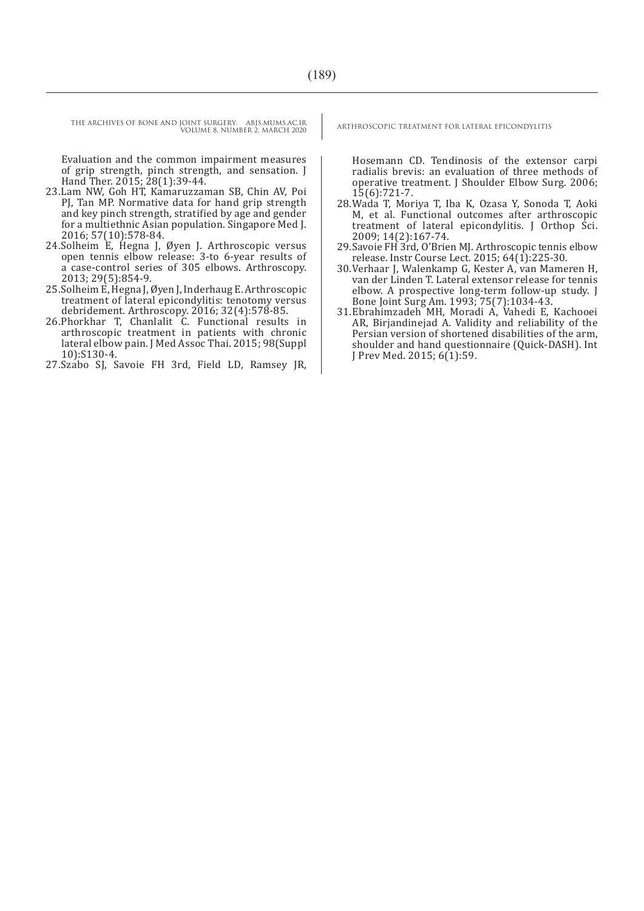Evaluation and the common impairment measures of grip strength, pinch strength, and sensation. J Hand Ther. 2015; 28(1):39-44.

23. Lam NW, Goh HT, Kamaruzzaman SB, Chin AV, Poi PJ, Tan MP. Normative data for hand grip strength and key pinch strength, stratified by age and gender for a multiethnic Asian population. Singapore Med J. 2016; 57(10):578-84.
24. Solheim E, Hegna J, Øyen J. Arthroscopic versus open tennis elbow release: 3-to 6-year results of a case-control series of 305 elbows. Arthroscopy. 2013; 29(5):854-9.
25. Solheim E, Hegna J, Øyen J, Inderhaug E. Arthroscopic treatment of lateral epicondylitis: tenotomy versus debridement. Arthroscopy. 2016; 32(4):578-85.
26. Phorkhar T, Chanlalit C. Functional results in arthroscopic treatment in patients with chronic lateral elbow pain. J Med Assoc Thai. 2015; 98(Suppl 10):S130-4.
27. Szabo SJ, Savoie FH 3rd, Field LD, Ramsey JR, Hosemann CD. Tendinosis of the extensor carpi radialis brevis: an evaluation of three methods of operative treatment. J Shoulder Elbow Surg. 2006; 15(6):721-7.
28. Wada T, Moriya T, Iba K, Ozasa Y, Sonoda T, Aoki M, et al. Functional outcomes after arthroscopic treatment of lateral epicondylitis. J Orthop Sci. 2009; 14(2):167-74.
29. Savoie FH 3rd, O'Brien MJ. Arthroscopic tennis elbow release. Instr Course Lect. 2015; 64(1):225-30.
30. Verhaar J, Walenkamp G, Kester A, van Mameren H, van der Linden T. Lateral extensor release for tennis elbow. A prospective long-term follow-up study. J Bone Joint Surg Am. 1993; 75(7):1034-43.
31. Ebrahimzadeh MH, Moradi A, Vahedi E, Kachooei AR, Birjandinejad A. Validity and reliability of the Persian version of shortened disabilities of the arm, shoulder and hand questionnaire (Quick-DASH). Int J Prev Med. 2015; 6(1):59.